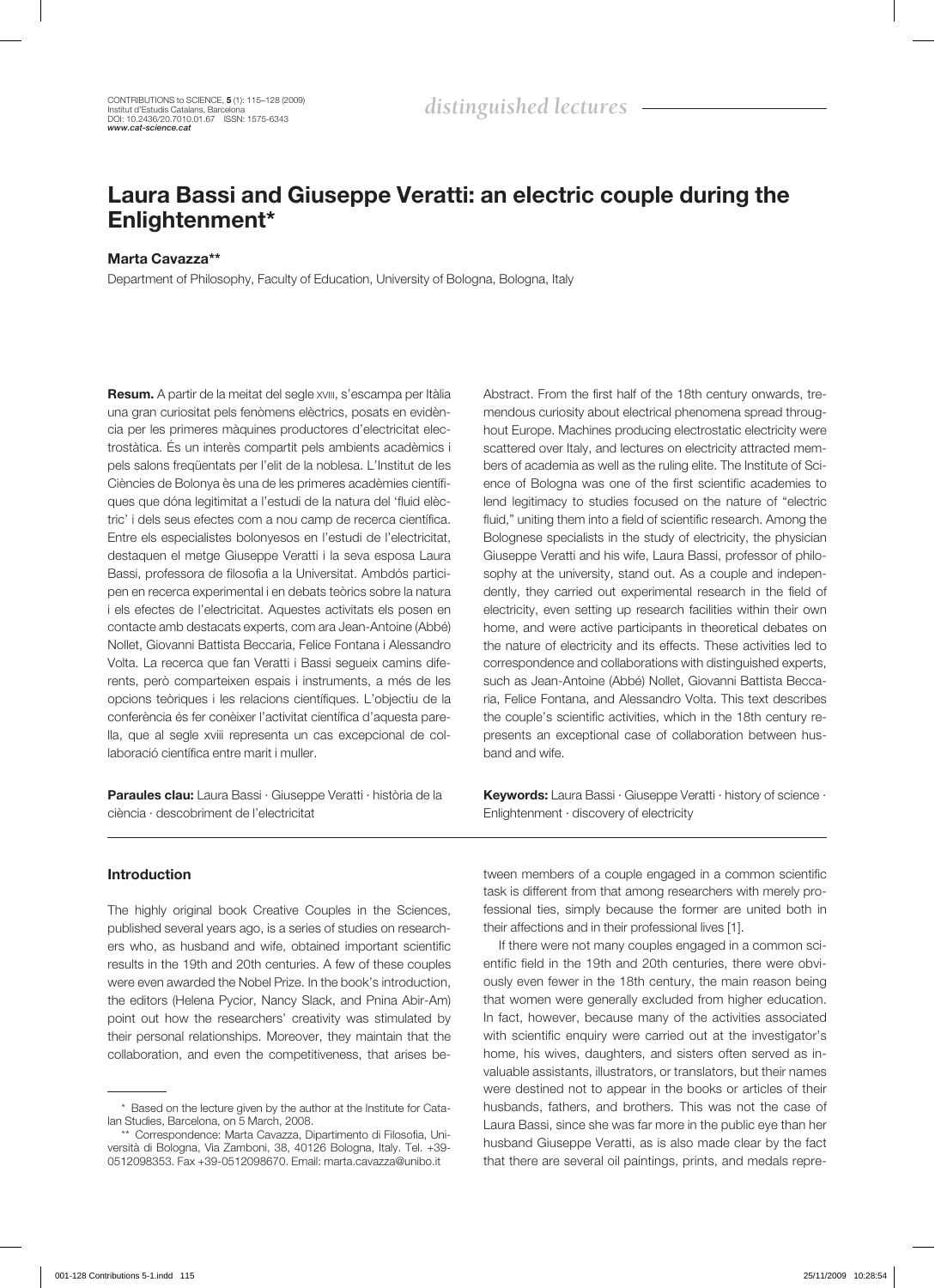# Laura Bassi and Giuseppe Veratti: an electric couple during the Enlightenment*

**Marta Cavazza****

Department of Philosophy, Faculty of Education, University of Bologna, Bologna, Italy

**Resum.** A partir de la meitat del segle XVIII, s'escampa per Itàlia una gran curiositat pels fenòmens elèctrics, posats en evidència per les primeres màquines productores d'electricitat electrostàtica. És un interès compartit pels ambients acadèmics i pels salons freqüentats per l'elit de la noblesa. L'Institut de les Ciències de Bolonya és una de les primeres acadèmies científiques que dóna legitimitat a l'estudi de la natura del 'fluid elèctric' i dels seus efectes com a nou camp de recerca científica. Entre els especialistes bolonyesos en l'estudi de l'electricitat, destaquen el metge Giuseppe Veratti i la seva esposa Laura Bassi, professora de filosofia a la Universitat. Ambdós participen en recerca experimental i en debats teòrics sobre la natura i els efectes de l'electricitat. Aquestes activitats els posen en contacte amb destacats experts, com ara Jean-Antoine (Abbé) Nollet, Giovanni Battista Beccaria, Felice Fontana i Alessandro Volta. La recerca que fan Veratti i Bassi segueix camins diferents, però comparteixen espais i instruments, a més de les opcions teòriques i les relacions científiques. L'objectiu de la conferència és fer conèixer l'activitat científica d'aquesta parella, que al segle xviii representa un cas excepcional de col·laboració científica entre marit i muller.

**Paraules clau:** Laura Bassi · Giuseppe Veratti · història de la ciència · descobriment de l'electricitat

Abstract. From the first half of the 18th century onwards, tremendous curiosity about electrical phenomena spread throughout Europe. Machines producing electrostatic electricity were scattered over Italy, and lectures on electricity attracted members of academia as well as the ruling elite. The Institute of Science of Bologna was one of the first scientific academies to lend legitimacy to studies focused on the nature of "electric fluid," uniting them into a field of scientific research. Among the Bolognese specialists in the study of electricity, the physician Giuseppe Veratti and his wife, Laura Bassi, professor of philosophy at the university, stand out. As a couple and independently, they carried out experimental research in the field of electricity, even setting up research facilities within their own home, and were active participants in theoretical debates on the nature of electricity and its effects. These activities led to correspondence and collaborations with distinguished experts, such as Jean-Antoine (Abbé) Nollet, Giovanni Battista Beccaria, Felice Fontana, and Alessandro Volta. This text describes the couple's scientific activities, which in the 18th century represents an exceptional case of collaboration between husband and wife.

**Keywords:** Laura Bassi · Giuseppe Veratti · history of science · Enlightenment · discovery of electricity

## Introduction

The highly original book Creative Couples in the Sciences, published several years ago, is a series of studies on researchers who, as husband and wife, obtained important scientific results in the 19th and 20th centuries. A few of these couples were even awarded the Nobel Prize. In the book's introduction, the editors (Helena Pycior, Nancy Slack, and Pnina Abir-Am) point out how the researchers' creativity was stimulated by their personal relationships. Moreover, they maintain that the collaboration, and even the competitiveness, that arises between members of a couple engaged in a common scientific task is different from that among researchers with merely professional ties, simply because the former are united both in their affections and in their professional lives [1].

If there were not many couples engaged in a common scientific field in the 19th and 20th centuries, there were obviously even fewer in the 18th century, the main reason being that women were generally excluded from higher education. In fact, however, because many of the activities associated with scientific enquiry were carried out at the investigator's home, his wives, daughters, and sisters often served as invaluable assistants, illustrators, or translators, but their names were destined not to appear in the books or articles of their husbands, fathers, and brothers. This was not the case of Laura Bassi, since she was far more in the public eye than her husband Giuseppe Veratti, as is also made clear by the fact that there are several oil paintings, prints, and medals repre-

\* Based on the lecture given by the author at the Institute for Catalan Studies, Barcelona, on 5 March, 2008.

\** Correspondence: Marta Cavazza, Dipartimento di Filosofia, Università di Bologna, Via Zamboni, 38, 40126 Bologna, Italy. Tel. +39-0512098353. Fax +39-0512098670. Email: marta.cavazza@unibo.it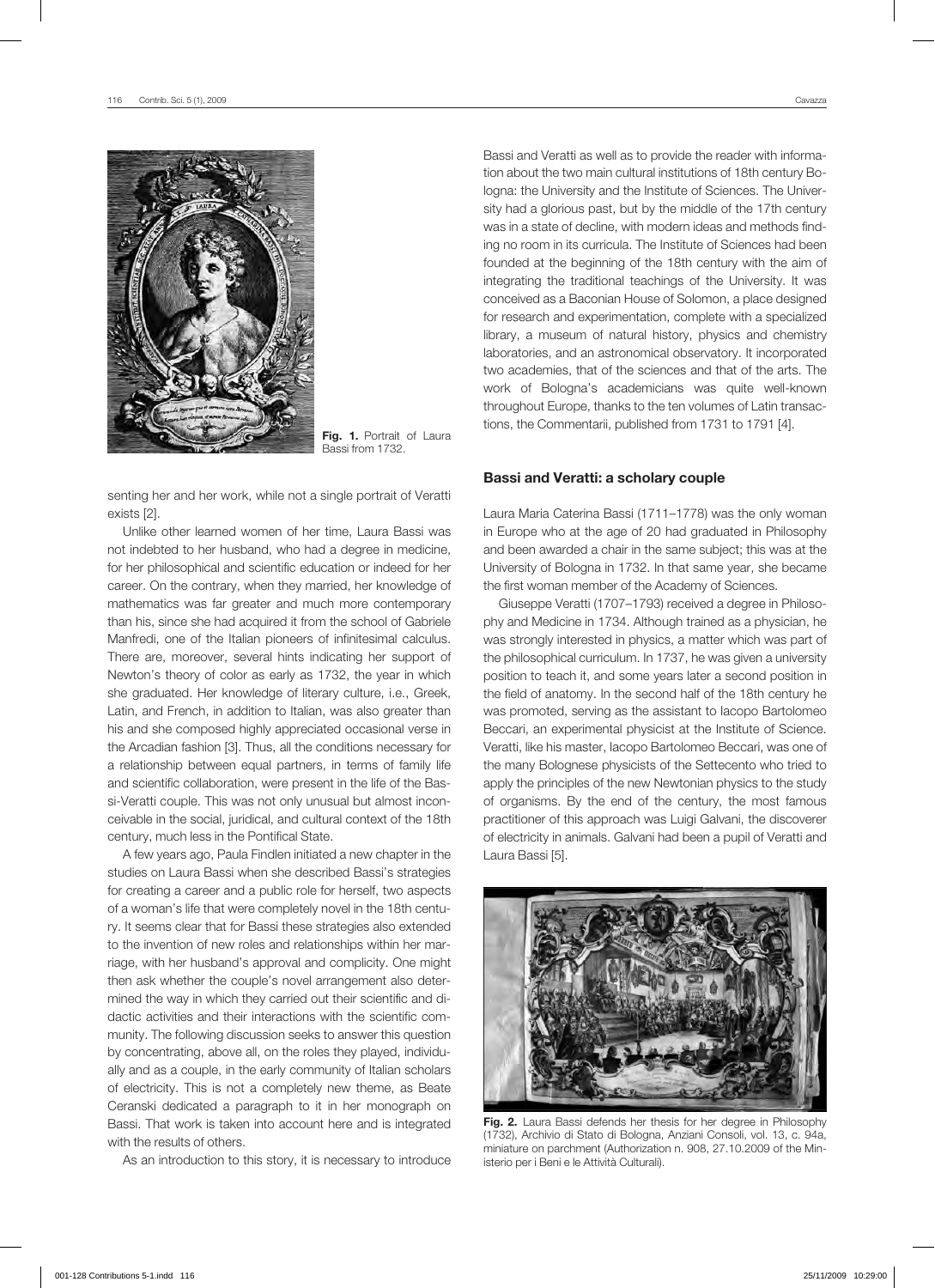Fig. 1. Portrait of Laura Bassi from 1732.

senting her and her work, while not a single portrait of Veratti exists [2].

Unlike other learned women of her time, Laura Bassi was not indebted to her husband, who had a degree in medicine, for her philosophical and scientific education or indeed for her career. On the contrary, when they married, her knowledge of mathematics was far greater and much more contemporary than his, since she had acquired it from the school of Gabriele Manfredi, one of the Italian pioneers of infinitesimal calculus. There are, moreover, several hints indicating her support of Newton's theory of color as early as 1732, the year in which she graduated. Her knowledge of literary culture, i.e., Greek, Latin, and French, in addition to Italian, was also greater than his and she composed highly appreciated occasional verse in the Arcadian fashion [3]. Thus, all the conditions necessary for a relationship between equal partners, in terms of family life and scientific collaboration, were present in the life of the Bassi-Veratti couple. This was not only unusual but almost inconceivable in the social, juridical, and cultural context of the 18th century, much less in the Pontifical State.

A few years ago, Paula Findlen initiated a new chapter in the studies on Laura Bassi when she described Bassi's strategies for creating a career and a public role for herself, two aspects of a woman's life that were completely novel in the 18th century. It seems clear that for Bassi these strategies also extended to the invention of new roles and relationships within her marriage, with her husband's approval and complicity. One might then ask whether the couple's novel arrangement also determined the way in which they carried out their scientific and didactic activities and their interactions with the scientific community. The following discussion seeks to answer this question by concentrating, above all, on the roles they played, individually and as a couple, in the early community of Italian scholars of electricity. This is not a completely new theme, as Beate Ceranski dedicated a paragraph to it in her monograph on Bassi. That work is taken into account here and is integrated with the results of others.

As an introduction to this story, it is necessary to introduce Bassi and Veratti as well as to provide the reader with information about the two main cultural institutions of 18th century Bologna: the University and the Institute of Sciences. The University had a glorious past, but by the middle of the 17th century was in a state of decline, with modern ideas and methods finding no room in its curricula. The Institute of Sciences had been founded at the beginning of the 18th century with the aim of integrating the traditional teachings of the University. It was conceived as a Baconian House of Solomon, a place designed for research and experimentation, complete with a specialized library, a museum of natural history, physics and chemistry laboratories, and an astronomical observatory. It incorporated two academies, that of the sciences and that of the arts. The work of Bologna's academicians was quite well-known throughout Europe, thanks to the ten volumes of Latin transactions, the Commentarii, published from 1731 to 1791 [4].

## Bassi and Veratti: a scholary couple

Laura Maria Caterina Bassi (1711–1778) was the only woman in Europe who at the age of 20 had graduated in Philosophy and been awarded a chair in the same subject; this was at the University of Bologna in 1732. In that same year, she became the first woman member of the Academy of Sciences.

Giuseppe Veratti (1707–1793) received a degree in Philosophy and Medicine in 1734. Although trained as a physician, he was strongly interested in physics, a matter which was part of the philosophical curriculum. In 1737, he was given a university position to teach it, and some years later a second position in the field of anatomy. In the second half of the 18th century he was promoted, serving as the assistant to Iacopo Bartolomeo Beccari, an experimental physicist at the Institute of Science. Veratti, like his master, Iacopo Bartolomeo Beccari, was one of the many Bolognese physicists of the Settecento who tried to apply the principles of the new Newtonian physics to the study of organisms. By the end of the century, the most famous practitioner of this approach was Luigi Galvani, the discoverer of electricity in animals. Galvani had been a pupil of Veratti and Laura Bassi [5].

Fig. 2. Laura Bassi defends her thesis for her degree in Philosophy (1732), Archivio di Stato di Bologna, Anziani Consoli, vol. 13, c. 94a, miniature on parchment (Authorization n. 908, 27.10.2009 of the Ministerio per i Beni e le Attività Culturali).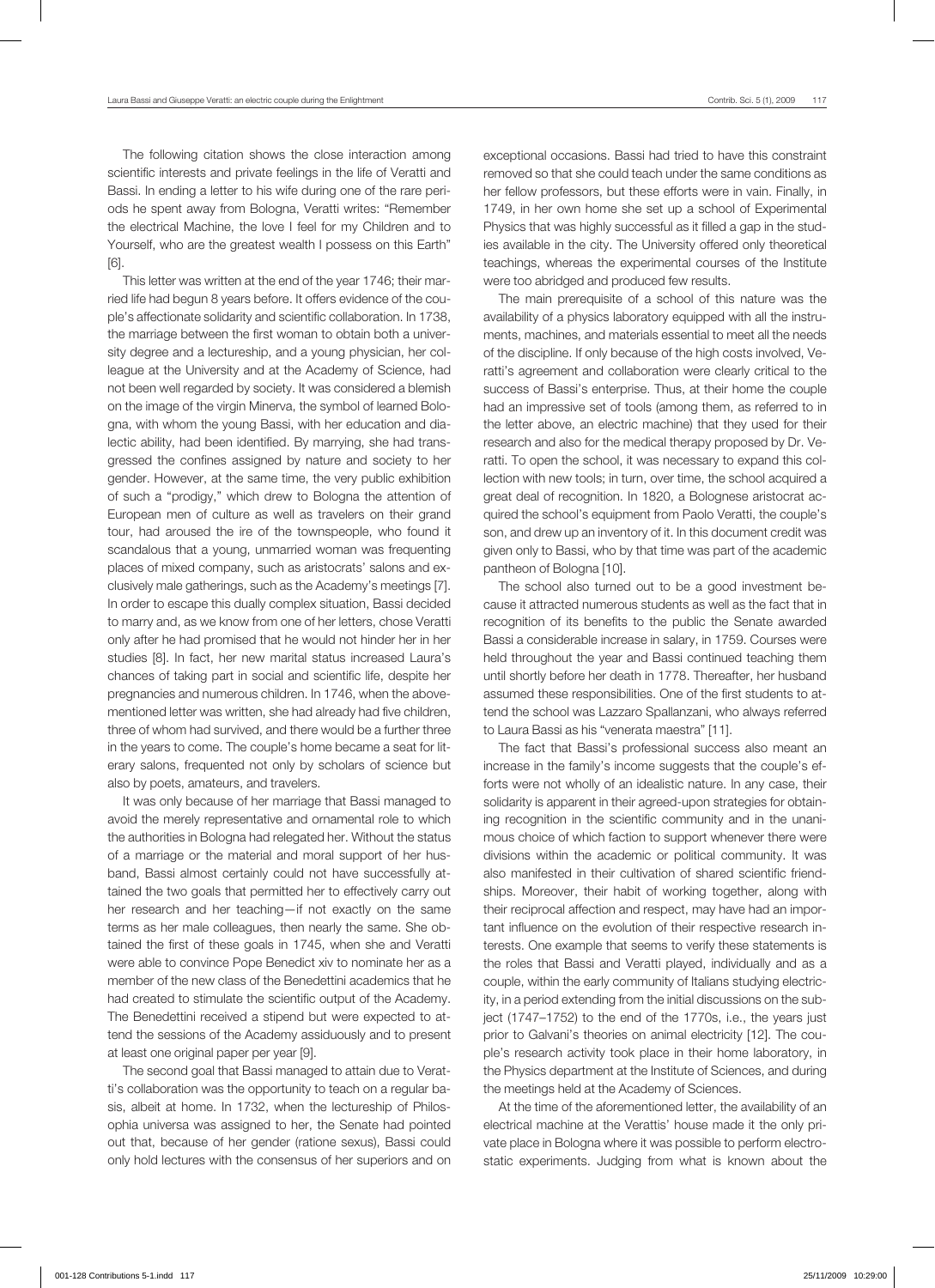The following citation shows the close interaction among scientific interests and private feelings in the life of Veratti and Bassi. In ending a letter to his wife during one of the rare periods he spent away from Bologna, Veratti writes: "Remember the electrical Machine, the love I feel for my Children and to Yourself, who are the greatest wealth I possess on this Earth" [6].

This letter was written at the end of the year 1746; their married life had begun 8 years before. It offers evidence of the couple's affectionate solidarity and scientific collaboration. In 1738, the marriage between the first woman to obtain both a university degree and a lectureship, and a young physician, her colleague at the University and at the Academy of Science, had not been well regarded by society. It was considered a blemish on the image of the virgin Minerva, the symbol of learned Bologna, with whom the young Bassi, with her education and dialectic ability, had been identified. By marrying, she had transgressed the confines assigned by nature and society to her gender. However, at the same time, the very public exhibition of such a "prodigy," which drew to Bologna the attention of European men of culture as well as travelers on their grand tour, had aroused the ire of the townspeople, who found it scandalous that a young, unmarried woman was frequenting places of mixed company, such as aristocrats' salons and exclusively male gatherings, such as the Academy's meetings [7]. In order to escape this dually complex situation, Bassi decided to marry and, as we know from one of her letters, chose Veratti only after he had promised that he would not hinder her in her studies [8]. In fact, her new marital status increased Laura's chances of taking part in social and scientific life, despite her pregnancies and numerous children. In 1746, when the abovementioned letter was written, she had already had five children, three of whom had survived, and there would be a further three in the years to come. The couple's home became a seat for literary salons, frequented not only by scholars of science but also by poets, amateurs, and travelers.

It was only because of her marriage that Bassi managed to avoid the merely representative and ornamental role to which the authorities in Bologna had relegated her. Without the status of a marriage or the material and moral support of her husband, Bassi almost certainly could not have successfully attained the two goals that permitted her to effectively carry out her research and her teaching—if not exactly on the same terms as her male colleagues, then nearly the same. She obtained the first of these goals in 1745, when she and Veratti were able to convince Pope Benedict xiv to nominate her as a member of the new class of the Benedettini academics that he had created to stimulate the scientific output of the Academy. The Benedettini received a stipend but were expected to attend the sessions of the Academy assiduously and to present at least one original paper per year [9].

The second goal that Bassi managed to attain due to Veratti's collaboration was the opportunity to teach on a regular basis, albeit at home. In 1732, when the lectureship of Philosophia universa was assigned to her, the Senate had pointed out that, because of her gender (ratione sexus), Bassi could only hold lectures with the consensus of her superiors and on exceptional occasions. Bassi had tried to have this constraint removed so that she could teach under the same conditions as her fellow professors, but these efforts were in vain. Finally, in 1749, in her own home she set up a school of Experimental Physics that was highly successful as it filled a gap in the studies available in the city. The University offered only theoretical teachings, whereas the experimental courses of the Institute were too abridged and produced few results.

The main prerequisite of a school of this nature was the availability of a physics laboratory equipped with all the instruments, machines, and materials essential to meet all the needs of the discipline. If only because of the high costs involved, Veratti's agreement and collaboration were clearly critical to the success of Bassi's enterprise. Thus, at their home the couple had an impressive set of tools (among them, as referred to in the letter above, an electric machine) that they used for their research and also for the medical therapy proposed by Dr. Veratti. To open the school, it was necessary to expand this collection with new tools; in turn, over time, the school acquired a great deal of recognition. In 1820, a Bolognese aristocrat acquired the school's equipment from Paolo Veratti, the couple's son, and drew up an inventory of it. In this document credit was given only to Bassi, who by that time was part of the academic pantheon of Bologna [10].

The school also turned out to be a good investment because it attracted numerous students as well as the fact that in recognition of its benefits to the public the Senate awarded Bassi a considerable increase in salary, in 1759. Courses were held throughout the year and Bassi continued teaching them until shortly before her death in 1778. Thereafter, her husband assumed these responsibilities. One of the first students to attend the school was Lazzaro Spallanzani, who always referred to Laura Bassi as his "venerata maestra" [11].

The fact that Bassi's professional success also meant an increase in the family's income suggests that the couple's efforts were not wholly of an idealistic nature. In any case, their solidarity is apparent in their agreed-upon strategies for obtaining recognition in the scientific community and in the unanimous choice of which faction to support whenever there were divisions within the academic or political community. It was also manifested in their cultivation of shared scientific friendships. Moreover, their habit of working together, along with their reciprocal affection and respect, may have had an important influence on the evolution of their respective research interests. One example that seems to verify these statements is the roles that Bassi and Veratti played, individually and as a couple, within the early community of Italians studying electricity, in a period extending from the initial discussions on the subject (1747–1752) to the end of the 1770s, i.e., the years just prior to Galvani's theories on animal electricity [12]. The couple's research activity took place in their home laboratory, in the Physics department at the Institute of Sciences, and during the meetings held at the Academy of Sciences.

At the time of the aforementioned letter, the availability of an electrical machine at the Verattis' house made it the only private place in Bologna where it was possible to perform electrostatic experiments. Judging from what is known about the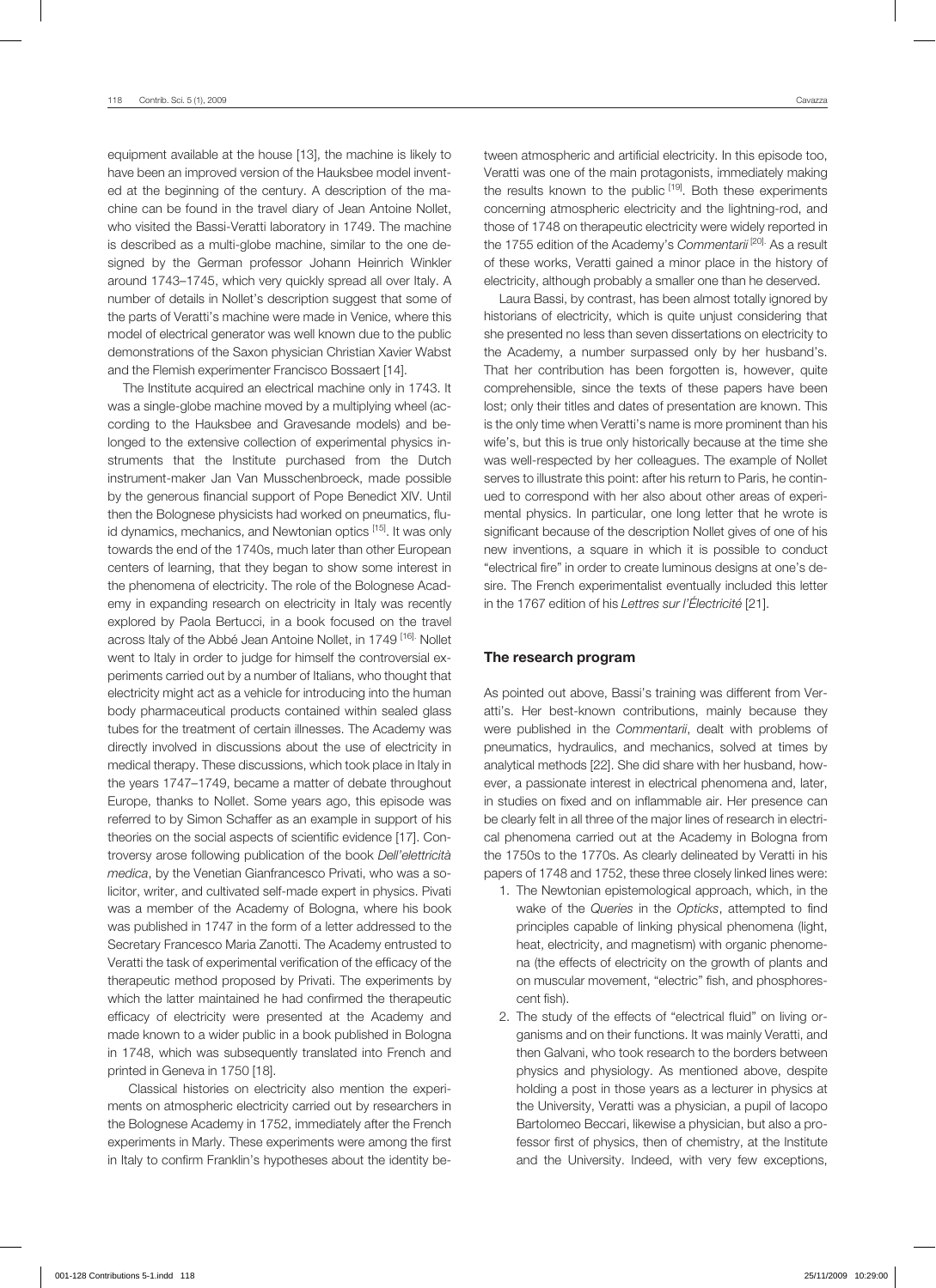equipment available at the house [13], the machine is likely to have been an improved version of the Hauksbee model invented at the beginning of the century. A description of the machine can be found in the travel diary of Jean Antoine Nollet, who visited the Bassi-Veratti laboratory in 1749. The machine is described as a multi-globe machine, similar to the one designed by the German professor Johann Heinrich Winkler around 1743–1745, which very quickly spread all over Italy. A number of details in Nollet's description suggest that some of the parts of Veratti's machine were made in Venice, where this model of electrical generator was well known due to the public demonstrations of the Saxon physician Christian Xavier Wabst and the Flemish experimenter Francisco Bossaert [14].

The Institute acquired an electrical machine only in 1743. It was a single-globe machine moved by a multiplying wheel (according to the Hauksbee and Gravesande models) and belonged to the extensive collection of experimental physics instruments that the Institute purchased from the Dutch instrument-maker Jan Van Musschenbroeck, made possible by the generous financial support of Pope Benedict XIV. Until then the Bolognese physicists had worked on pneumatics, fluid dynamics, mechanics, and Newtonian optics [15]. It was only towards the end of the 1740s, much later than other European centers of learning, that they began to show some interest in the phenomena of electricity. The role of the Bolognese Academy in expanding research on electricity in Italy was recently explored by Paola Bertucci, in a book focused on the travel across Italy of the Abbé Jean Antoine Nollet, in 1749 [16]. Nollet went to Italy in order to judge for himself the controversial experiments carried out by a number of Italians, who thought that electricity might act as a vehicle for introducing into the human body pharmaceutical products contained within sealed glass tubes for the treatment of certain illnesses. The Academy was directly involved in discussions about the use of electricity in medical therapy. These discussions, which took place in Italy in the years 1747–1749, became a matter of debate throughout Europe, thanks to Nollet. Some years ago, this episode was referred to by Simon Schaffer as an example in support of his theories on the social aspects of scientific evidence [17]. Controversy arose following publication of the book *Dell'elettricità medica*, by the Venetian Gianfrancesco Privati, who was a solicitor, writer, and cultivated self-made expert in physics. Pivati was a member of the Academy of Bologna, where his book was published in 1747 in the form of a letter addressed to the Secretary Francesco Maria Zanotti. The Academy entrusted to Veratti the task of experimental verification of the efficacy of the therapeutic method proposed by Privati. The experiments by which the latter maintained he had confirmed the therapeutic efficacy of electricity were presented at the Academy and made known to a wider public in a book published in Bologna in 1748, which was subsequently translated into French and printed in Geneva in 1750 [18].

Classical histories on electricity also mention the experiments on atmospheric electricity carried out by researchers in the Bolognese Academy in 1752, immediately after the French experiments in Marly. These experiments were among the first in Italy to confirm Franklin's hypotheses about the identity between atmospheric and artificial electricity. In this episode too, Veratti was one of the main protagonists, immediately making the results known to the public [19]. Both these experiments concerning atmospheric electricity and the lightning-rod, and those of 1748 on therapeutic electricity were widely reported in the 1755 edition of the Academy's *Commentarii* [20]. As a result of these works, Veratti gained a minor place in the history of electricity, although probably a smaller one than he deserved.

Laura Bassi, by contrast, has been almost totally ignored by historians of electricity, which is quite unjust considering that she presented no less than seven dissertations on electricity to the Academy, a number surpassed only by her husband's. That her contribution has been forgotten is, however, quite comprehensible, since the texts of these papers have been lost; only their titles and dates of presentation are known. This is the only time when Veratti's name is more prominent than his wife's, but this is true only historically because at the time she was well-respected by her colleagues. The example of Nollet serves to illustrate this point: after his return to Paris, he continued to correspond with her also about other areas of experimental physics. In particular, one long letter that he wrote is significant because of the description Nollet gives of one of his new inventions, a square in which it is possible to conduct "electrical fire" in order to create luminous designs at one's desire. The French experimentalist eventually included this letter in the 1767 edition of his *Lettres sur l'Électricité* [21].

## The research program

As pointed out above, Bassi's training was different from Veratti's. Her best-known contributions, mainly because they were published in the *Commentarii*, dealt with problems of pneumatics, hydraulics, and mechanics, solved at times by analytical methods [22]. She did share with her husband, however, a passionate interest in electrical phenomena and, later, in studies on fixed and on inflammable air. Her presence can be clearly felt in all three of the major lines of research in electrical phenomena carried out at the Academy in Bologna from the 1750s to the 1770s. As clearly delineated by Veratti in his papers of 1748 and 1752, these three closely linked lines were:

1. The Newtonian epistemological approach, which, in the wake of the *Queries* in the *Opticks*, attempted to find principles capable of linking physical phenomena (light, heat, electricity, and magnetism) with organic phenomena (the effects of electricity on the growth of plants and on muscular movement, "electric" fish, and phosphorescent fish).
2. The study of the effects of "electrical fluid" on living organisms and on their functions. It was mainly Veratti, and then Galvani, who took research to the borders between physics and physiology. As mentioned above, despite holding a post in those years as a lecturer in physics at the University, Veratti was a physician, a pupil of Iacopo Bartolomeo Beccari, likewise a physician, but also a professor first of physics, then of chemistry, at the Institute and the University. Indeed, with very few exceptions,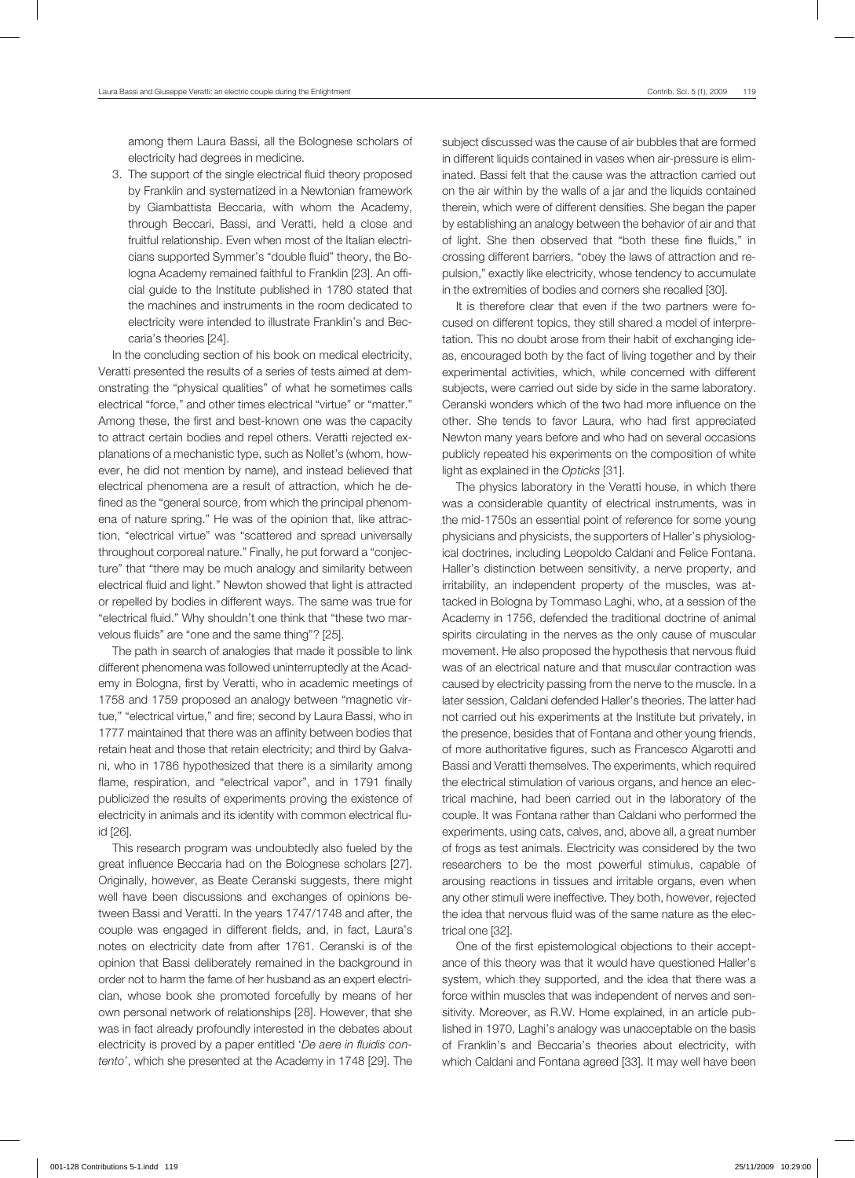among them Laura Bassi, all the Bolognese scholars of electricity had degrees in medicine.

3. The support of the single electrical fluid theory proposed by Franklin and systematized in a Newtonian framework by Giambattista Beccaria, with whom the Academy, through Beccari, Bassi, and Veratti, held a close and fruitful relationship. Even when most of the Italian electricians supported Symmer's "double fluid" theory, the Bologna Academy remained faithful to Franklin [23]. An official guide to the Institute published in 1780 stated that the machines and instruments in the room dedicated to electricity were intended to illustrate Franklin's and Beccaria's theories [24].

In the concluding section of his book on medical electricity, Veratti presented the results of a series of tests aimed at demonstrating the "physical qualities" of what he sometimes calls electrical "force," and other times electrical "virtue" or "matter." Among these, the first and best-known one was the capacity to attract certain bodies and repel others. Veratti rejected explanations of a mechanistic type, such as Nollet's (whom, however, he did not mention by name), and instead believed that electrical phenomena are a result of attraction, which he defined as the "general source, from which the principal phenomena of nature spring." He was of the opinion that, like attraction, "electrical virtue" was "scattered and spread universally throughout corporeal nature." Finally, he put forward a "conjecture" that "there may be much analogy and similarity between electrical fluid and light." Newton showed that light is attracted or repelled by bodies in different ways. The same was true for "electrical fluid." Why shouldn't one think that "these two marvelous fluids" are "one and the same thing"? [25].

The path in search of analogies that made it possible to link different phenomena was followed uninterruptedly at the Academy in Bologna, first by Veratti, who in academic meetings of 1758 and 1759 proposed an analogy between "magnetic virtue," "electrical virtue," and fire; second by Laura Bassi, who in 1777 maintained that there was an affinity between bodies that retain heat and those that retain electricity; and third by Galvani, who in 1786 hypothesized that there is a similarity among flame, respiration, and "electrical vapor", and in 1791 finally publicized the results of experiments proving the existence of electricity in animals and its identity with common electrical fluid [26].

This research program was undoubtedly also fueled by the great influence Beccaria had on the Bolognese scholars [27]. Originally, however, as Beate Ceranski suggests, there might well have been discussions and exchanges of opinions between Bassi and Veratti. In the years 1747/1748 and after, the couple was engaged in different fields, and, in fact, Laura's notes on electricity date from after 1761. Ceranski is of the opinion that Bassi deliberately remained in the background in order not to harm the fame of her husband as an expert electrician, whose book she promoted forcefully by means of her own personal network of relationships [28]. However, that she was in fact already profoundly interested in the debates about electricity is proved by a paper entitled '*De aere in fluidis contento*', which she presented at the Academy in 1748 [29]. The subject discussed was the cause of air bubbles that are formed in different liquids contained in vases when air-pressure is eliminated. Bassi felt that the cause was the attraction carried out on the air within by the walls of a jar and the liquids contained therein, which were of different densities. She began the paper by establishing an analogy between the behavior of air and that of light. She then observed that "both these fine fluids," in crossing different barriers, "obey the laws of attraction and repulsion," exactly like electricity, whose tendency to accumulate in the extremities of bodies and corners she recalled [30].

It is therefore clear that even if the two partners were focused on different topics, they still shared a model of interpretation. This no doubt arose from their habit of exchanging ideas, encouraged both by the fact of living together and by their experimental activities, which, while concerned with different subjects, were carried out side by side in the same laboratory. Ceranski wonders which of the two had more influence on the other. She tends to favor Laura, who had first appreciated Newton many years before and who had on several occasions publicly repeated his experiments on the composition of white light as explained in the *Opticks* [31].

The physics laboratory in the Veratti house, in which there was a considerable quantity of electrical instruments, was in the mid-1750s an essential point of reference for some young physicians and physicists, the supporters of Haller's physiological doctrines, including Leopoldo Caldani and Felice Fontana. Haller's distinction between sensitivity, a nerve property, and irritability, an independent property of the muscles, was attacked in Bologna by Tommaso Laghi, who, at a session of the Academy in 1756, defended the traditional doctrine of animal spirits circulating in the nerves as the only cause of muscular movement. He also proposed the hypothesis that nervous fluid was of an electrical nature and that muscular contraction was caused by electricity passing from the nerve to the muscle. In a later session, Caldani defended Haller's theories. The latter had not carried out his experiments at the Institute but privately, in the presence, besides that of Fontana and other young friends, of more authoritative figures, such as Francesco Algarotti and Bassi and Veratti themselves. The experiments, which required the electrical stimulation of various organs, and hence an electrical machine, had been carried out in the laboratory of the couple. It was Fontana rather than Caldani who performed the experiments, using cats, calves, and, above all, a great number of frogs as test animals. Electricity was considered by the two researchers to be the most powerful stimulus, capable of arousing reactions in tissues and irritable organs, even when any other stimuli were ineffective. They both, however, rejected the idea that nervous fluid was of the same nature as the electrical one [32].

One of the first epistemological objections to their acceptance of this theory was that it would have questioned Haller's system, which they supported, and the idea that there was a force within muscles that was independent of nerves and sensitivity. Moreover, as R.W. Home explained, in an article published in 1970, Laghi's analogy was unacceptable on the basis of Franklin's and Beccaria's theories about electricity, with which Caldani and Fontana agreed [33]. It may well have been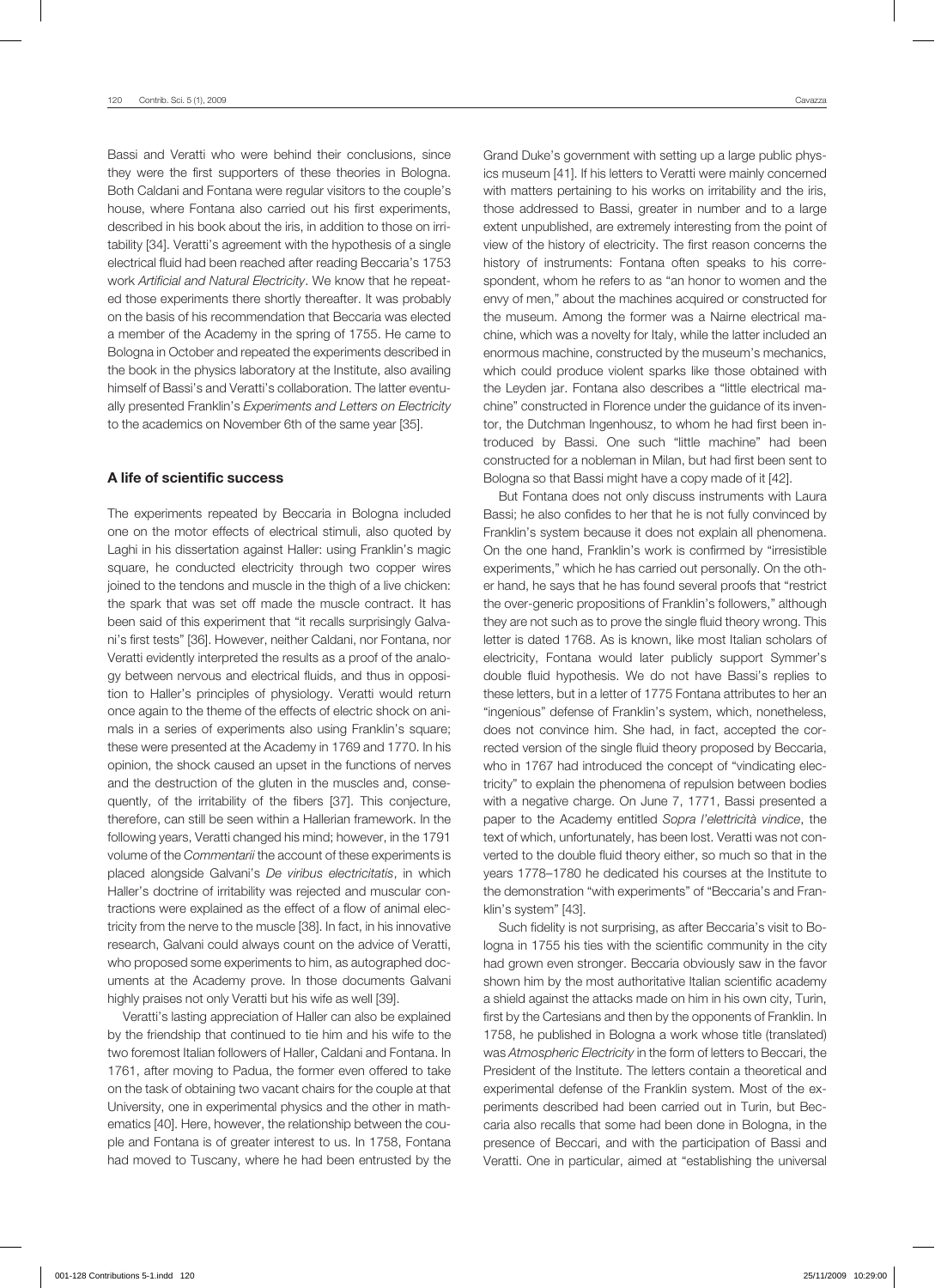Bassi and Veratti who were behind their conclusions, since they were the first supporters of these theories in Bologna. Both Caldani and Fontana were regular visitors to the couple's house, where Fontana also carried out his first experiments, described in his book about the iris, in addition to those on irritability [34]. Veratti's agreement with the hypothesis of a single electrical fluid had been reached after reading Beccaria's 1753 work *Artificial and Natural Electricity*. We know that he repeated those experiments there shortly thereafter. It was probably on the basis of his recommendation that Beccaria was elected a member of the Academy in the spring of 1755. He came to Bologna in October and repeated the experiments described in the book in the physics laboratory at the Institute, also availing himself of Bassi's and Veratti's collaboration. The latter eventually presented Franklin's *Experiments and Letters on Electricity* to the academics on November 6th of the same year [35].

## A life of scientific success

The experiments repeated by Beccaria in Bologna included one on the motor effects of electrical stimuli, also quoted by Laghi in his dissertation against Haller: using Franklin's magic square, he conducted electricity through two copper wires joined to the tendons and muscle in the thigh of a live chicken: the spark that was set off made the muscle contract. It has been said of this experiment that "it recalls surprisingly Galvani's first tests" [36]. However, neither Caldani, nor Fontana, nor Veratti evidently interpreted the results as a proof of the analogy between nervous and electrical fluids, and thus in opposition to Haller's principles of physiology. Veratti would return once again to the theme of the effects of electric shock on animals in a series of experiments also using Franklin's square; these were presented at the Academy in 1769 and 1770. In his opinion, the shock caused an upset in the functions of nerves and the destruction of the gluten in the muscles and, consequently, of the irritability of the fibers [37]. This conjecture, therefore, can still be seen within a Hallerian framework. In the following years, Veratti changed his mind; however, in the 1791 volume of the *Commentarii* the account of these experiments is placed alongside Galvani's *De viribus electricitatis*, in which Haller's doctrine of irritability was rejected and muscular contractions were explained as the effect of a flow of animal electricity from the nerve to the muscle [38]. In fact, in his innovative research, Galvani could always count on the advice of Veratti, who proposed some experiments to him, as autographed documents at the Academy prove. In those documents Galvani highly praises not only Veratti but his wife as well [39].

Veratti's lasting appreciation of Haller can also be explained by the friendship that continued to tie him and his wife to the two foremost Italian followers of Haller, Caldani and Fontana. In 1761, after moving to Padua, the former even offered to take on the task of obtaining two vacant chairs for the couple at that University, one in experimental physics and the other in mathematics [40]. Here, however, the relationship between the couple and Fontana is of greater interest to us. In 1758, Fontana had moved to Tuscany, where he had been entrusted by the Grand Duke's government with setting up a large public physics museum [41]. If his letters to Veratti were mainly concerned with matters pertaining to his works on irritability and the iris, those addressed to Bassi, greater in number and to a large extent unpublished, are extremely interesting from the point of view of the history of electricity. The first reason concerns the history of instruments: Fontana often speaks to his correspondent, whom he refers to as "an honor to women and the envy of men," about the machines acquired or constructed for the museum. Among the former was a Nairne electrical machine, which was a novelty for Italy, while the latter included an enormous machine, constructed by the museum's mechanics, which could produce violent sparks like those obtained with the Leyden jar. Fontana also describes a "little electrical machine" constructed in Florence under the guidance of its inventor, the Dutchman Ingenhousz, to whom he had first been introduced by Bassi. One such "little machine" had been constructed for a nobleman in Milan, but had first been sent to Bologna so that Bassi might have a copy made of it [42].

But Fontana does not only discuss instruments with Laura Bassi; he also confides to her that he is not fully convinced by Franklin's system because it does not explain all phenomena. On the one hand, Franklin's work is confirmed by "irresistible experiments," which he has carried out personally. On the other hand, he says that he has found several proofs that "restrict the over-generic propositions of Franklin's followers," although they are not such as to prove the single fluid theory wrong. This letter is dated 1768. As is known, like most Italian scholars of electricity, Fontana would later publicly support Symmer's double fluid hypothesis. We do not have Bassi's replies to these letters, but in a letter of 1775 Fontana attributes to her an "ingenious" defense of Franklin's system, which, nonetheless, does not convince him. She had, in fact, accepted the corrected version of the single fluid theory proposed by Beccaria, who in 1767 had introduced the concept of "vindicating electricity" to explain the phenomena of repulsion between bodies with a negative charge. On June 7, 1771, Bassi presented a paper to the Academy entitled *Sopra l'elettricità vindice*, the text of which, unfortunately, has been lost. Veratti was not converted to the double fluid theory either, so much so that in the years 1778–1780 he dedicated his courses at the Institute to the demonstration "with experiments" of "Beccaria's and Franklin's system" [43].

Such fidelity is not surprising, as after Beccaria's visit to Bologna in 1755 his ties with the scientific community in the city had grown even stronger. Beccaria obviously saw in the favor shown him by the most authoritative Italian scientific academy a shield against the attacks made on him in his own city, Turin, first by the Cartesians and then by the opponents of Franklin. In 1758, he published in Bologna a work whose title (translated) was *Atmospheric Electricity* in the form of letters to Beccari, the President of the Institute. The letters contain a theoretical and experimental defense of the Franklin system. Most of the experiments described had been carried out in Turin, but Beccaria also recalls that some had been done in Bologna, in the presence of Beccari, and with the participation of Bassi and Veratti. One in particular, aimed at "establishing the universal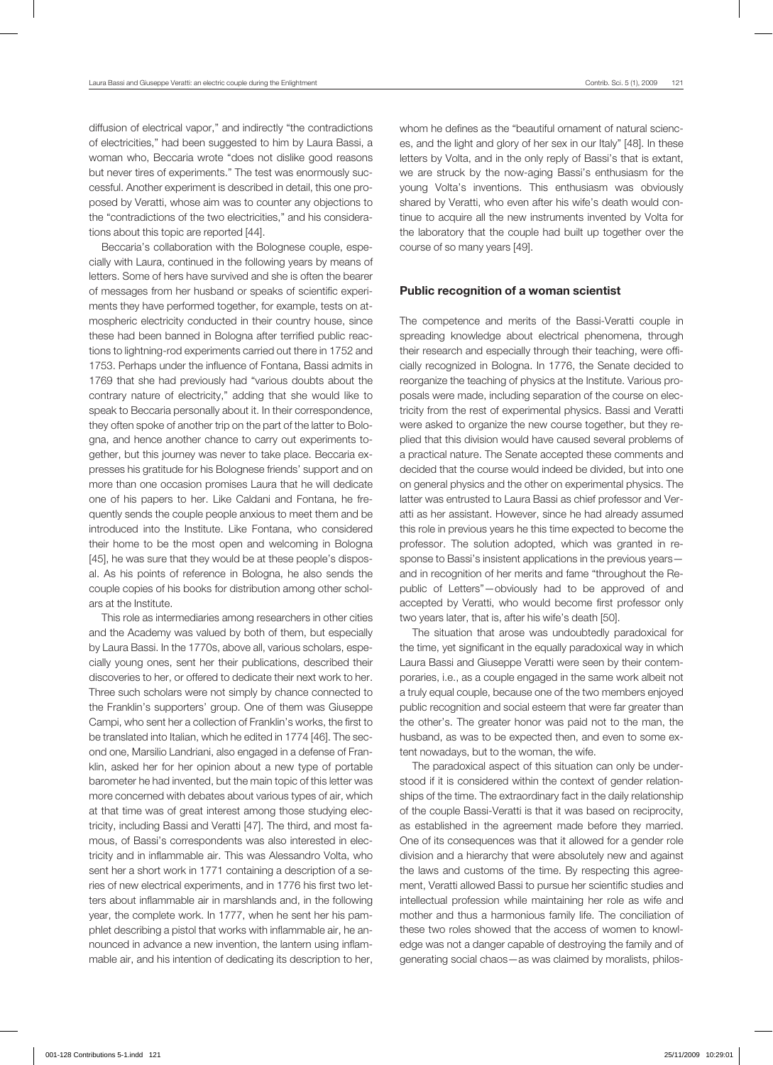diffusion of electrical vapor," and indirectly "the contradictions of electricities," had been suggested to him by Laura Bassi, a woman who, Beccaria wrote "does not dislike good reasons but never tires of experiments." The test was enormously successful. Another experiment is described in detail, this one proposed by Veratti, whose aim was to counter any objections to the "contradictions of the two electricities," and his considerations about this topic are reported [44].

Beccaria's collaboration with the Bolognese couple, especially with Laura, continued in the following years by means of letters. Some of hers have survived and she is often the bearer of messages from her husband or speaks of scientific experiments they have performed together, for example, tests on atmospheric electricity conducted in their country house, since these had been banned in Bologna after terrified public reactions to lightning-rod experiments carried out there in 1752 and 1753. Perhaps under the influence of Fontana, Bassi admits in 1769 that she had previously had "various doubts about the contrary nature of electricity," adding that she would like to speak to Beccaria personally about it. In their correspondence, they often spoke of another trip on the part of the latter to Bologna, and hence another chance to carry out experiments together, but this journey was never to take place. Beccaria expresses his gratitude for his Bolognese friends' support and on more than one occasion promises Laura that he will dedicate one of his papers to her. Like Caldani and Fontana, he frequently sends the couple people anxious to meet them and be introduced into the Institute. Like Fontana, who considered their home to be the most open and welcoming in Bologna [45], he was sure that they would be at these people's disposal. As his points of reference in Bologna, he also sends the couple copies of his books for distribution among other scholars at the Institute.

This role as intermediaries among researchers in other cities and the Academy was valued by both of them, but especially by Laura Bassi. In the 1770s, above all, various scholars, especially young ones, sent her their publications, described their discoveries to her, or offered to dedicate their next work to her. Three such scholars were not simply by chance connected to the Franklin's supporters' group. One of them was Giuseppe Campi, who sent her a collection of Franklin's works, the first to be translated into Italian, which he edited in 1774 [46]. The second one, Marsilio Landriani, also engaged in a defense of Franklin, asked her for her opinion about a new type of portable barometer he had invented, but the main topic of this letter was more concerned with debates about various types of air, which at that time was of great interest among those studying electricity, including Bassi and Veratti [47]. The third, and most famous, of Bassi's correspondents was also interested in electricity and in inflammable air. This was Alessandro Volta, who sent her a short work in 1771 containing a description of a series of new electrical experiments, and in 1776 his first two letters about inflammable air in marshlands and, in the following year, the complete work. In 1777, when he sent her his pamphlet describing a pistol that works with inflammable air, he announced in advance a new invention, the lantern using inflammable air, and his intention of dedicating its description to her, whom he defines as the "beautiful ornament of natural sciences, and the light and glory of her sex in our Italy" [48]. In these letters by Volta, and in the only reply of Bassi's that is extant, we are struck by the now-aging Bassi's enthusiasm for the young Volta's inventions. This enthusiasm was obviously shared by Veratti, who even after his wife's death would continue to acquire all the new instruments invented by Volta for the laboratory that the couple had built up together over the course of so many years [49].

## Public recognition of a woman scientist

The competence and merits of the Bassi-Veratti couple in spreading knowledge about electrical phenomena, through their research and especially through their teaching, were officially recognized in Bologna. In 1776, the Senate decided to reorganize the teaching of physics at the Institute. Various proposals were made, including separation of the course on electricity from the rest of experimental physics. Bassi and Veratti were asked to organize the new course together, but they replied that this division would have caused several problems of a practical nature. The Senate accepted these comments and decided that the course would indeed be divided, but into one on general physics and the other on experimental physics. The latter was entrusted to Laura Bassi as chief professor and Veratti as her assistant. However, since he had already assumed this role in previous years he this time expected to become the professor. The solution adopted, which was granted in response to Bassi's insistent applications in the previous years—and in recognition of her merits and fame "throughout the Republic of Letters"—obviously had to be approved of and accepted by Veratti, who would become first professor only two years later, that is, after his wife's death [50].

The situation that arose was undoubtedly paradoxical for the time, yet significant in the equally paradoxical way in which Laura Bassi and Giuseppe Veratti were seen by their contemporaries, i.e., as a couple engaged in the same work albeit not a truly equal couple, because one of the two members enjoyed public recognition and social esteem that were far greater than the other's. The greater honor was paid not to the man, the husband, as was to be expected then, and even to some extent nowadays, but to the woman, the wife.

The paradoxical aspect of this situation can only be understood if it is considered within the context of gender relationships of the time. The extraordinary fact in the daily relationship of the couple Bassi-Veratti is that it was based on reciprocity, as established in the agreement made before they married. One of its consequences was that it allowed for a gender role division and a hierarchy that were absolutely new and against the laws and customs of the time. By respecting this agreement, Veratti allowed Bassi to pursue her scientific studies and intellectual profession while maintaining her role as wife and mother and thus a harmonious family life. The conciliation of these two roles showed that the access of women to knowledge was not a danger capable of destroying the family and of generating social chaos—as was claimed by moralists, philos-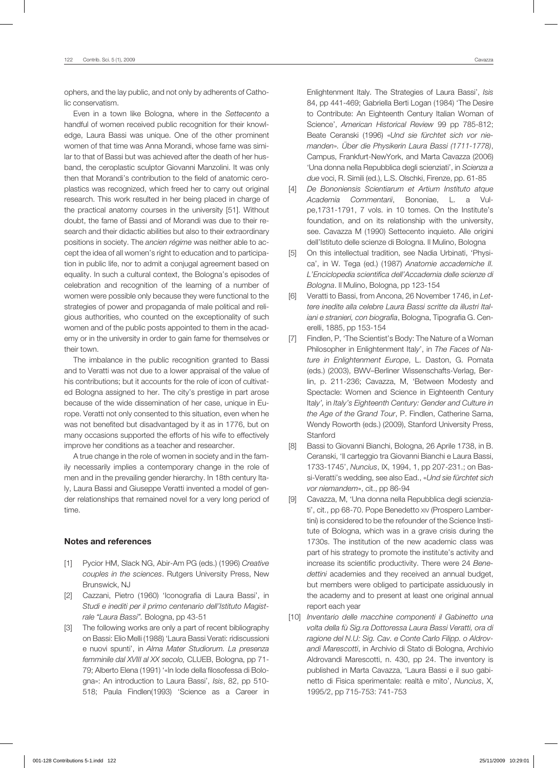ophers, and the lay public, and not only by adherents of Catholic conservatism.

Even in a town like Bologna, where in the *Settecento* a handful of women received public recognition for their knowledge, Laura Bassi was unique. One of the other prominent women of that time was Anna Morandi, whose fame was similar to that of Bassi but was achieved after the death of her husband, the ceroplastic sculptor Giovanni Manzolini. It was only then that Morandi's contribution to the field of anatomic ceroplastics was recognized, which freed her to carry out original research. This work resulted in her being placed in charge of the practical anatomy courses in the university [51]. Without doubt, the fame of Bassi and of Morandi was due to their research and their didactic abilities but also to their extraordinary positions in society. The *ancien régime* was neither able to accept the idea of all women's right to education and to participation in public life, nor to admit a conjugal agreement based on equality. In such a cultural context, the Bologna's episodes of celebration and recognition of the learning of a number of women were possible only because they were functional to the strategies of power and propaganda of male political and religious authorities, who counted on the exceptionality of such women and of the public posts appointed to them in the academy or in the university in order to gain fame for themselves or their town.

The imbalance in the public recognition granted to Bassi and to Veratti was not due to a lower appraisal of the value of his contributions; but it accounts for the role of icon of cultivated Bologna assigned to her. The city's prestige in part arose because of the wide dissemination of her case, unique in Europe. Veratti not only consented to this situation, even when he was not benefited but disadvantaged by it as in 1776, but on many occasions supported the efforts of his wife to effectively improve her conditions as a teacher and researcher.

A true change in the role of women in society and in the family necessarily implies a contemporary change in the role of men and in the prevailing gender hierarchy. In 18th century Italy, Laura Bassi and Giuseppe Veratti invented a model of gender relationships that remained novel for a very long period of time.

## Notes and references

[1] Pycior HM, Slack NG, Abir-Am PG (eds.) (1996) *Creative couples in the sciences*. Rutgers University Press, New Brunswick, NJ

[2] Cazzani, Pietro (1960) 'Iconografia di Laura Bassi', in *Studi e inediti per il primo centenario dell'Istituto Magistrale "Laura Bassi".* Bologna, pp 43-51

[3] The following works are only a part of recent bibliography on Bassi: Elio Melli (1988) 'Laura Bassi Verati: ridiscussioni e nuovi spunti', in *Alma Mater Studiorum. La presenza femminile dal XVIII al XX secolo,* CLUEB, Bologna, pp 71-79; Alberto Elena (1991) '«In lode della filosofessa di Bologna»: An introduction to Laura Bassi', *Isis*, 82, pp 510-518; Paula Findlen(1993) 'Science as a Career in Enlightenment Italy. The Strategies of Laura Bassi', *Isis* 84, pp 441-469; Gabriella Berti Logan (1984) 'The Desire to Contribute: An Eighteenth Century Italian Woman of Science', *American Historical Review* 99 pp 785-812; Beate Ceranski (1996) «*Und sie fürchtet sich vor niemanden». Über die Physikerin Laura Bassi (1711-1778)*, Campus, Frankfurt-NewYork, and Marta Cavazza (2006) 'Una donna nella Repubblica degli scienziati', in *Scienza a due* voci, R. Simili (ed.), L.S. Olschki, Firenze, pp. 61-85

[4] *De Bononiensis Scientiarum et Artium Instituto atque Academia Commentarii*, Bononiae, L. a Vulpe,1731-1791, 7 vols. in 10 tomes. On the Institute's foundation, and on its relationship with the university, see. Cavazza M (1990) Settecento inquieto. Alle origini dell'Istituto delle scienze di Bologna. Il Mulino, Bologna

[5] On this intellectual tradition, see Nadia Urbinati, 'Physica', in W. Tega (ed.) (1987) *Anatomie accademiche II. L'Enciclopedia scientifica dell'Accademia delle scienze di Bologna*. Il Mulino, Bologna, pp 123-154

[6] Veratti to Bassi, from Ancona, 26 November 1746, in *Lettere inedite alla celebre Laura Bassi scritte da illustri Italiani e stranieri, con biografia*, Bologna, Tipografia G. Cenerelli, 1885, pp 153-154

[7] Findlen, P, 'The Scientist's Body: The Nature of a Woman Philosopher in Enlightenment Italy', in *The Faces of Nature in Enlightenment Europe*, L. Daston, G. Pomata (eds.) (2003), BWV–Berliner Wissenschafts-Verlag, Berlin, p. 211-236; Cavazza, M, 'Between Modesty and Spectacle: Women and Science in Eighteenth Century Italy', in *Italy's Eighteenth Century: Gender and Culture in the Age of the Grand Tour*, P. Findlen, Catherine Sama, Wendy Roworth (eds.) (2009), Stanford University Press, Stanford

[8] Bassi to Giovanni Bianchi, Bologna, 26 Aprile 1738, in B. Ceranski, 'Il carteggio tra Giovanni Bianchi e Laura Bassi, 1733-1745', *Nuncius*, IX, 1994, 1, pp 207-231.; on Bassi-Veratti's wedding, see also Ead., «*Und sie fürchtet sich vor niemandem*», cit., pp 86-94

[9] Cavazza, M, 'Una donna nella Repubblica degli scienziati', cit., pp 68-70. Pope Benedetto XIV (Prospero Lambertini) is considered to be the refounder of the Science Institute of Bologna, which was in a grave crisis during the 1730s. The institution of the new academic class was part of his strategy to promote the institute's activity and increase its scientific productivity. There were 24 *Benedettini* academies and they received an annual budget, but members were obliged to participate assiduously in the academy and to present at least one original annual report each year

[10] *Inventario delle macchine componenti il Gabinetto una volta della fù Sig.ra Dottoressa Laura Bassi Veratti, ora di ragione del N.U: Sig. Cav. e Conte Carlo Filipp. o Aldrovandi Marescotti*, in Archivio di Stato di Bologna, Archivio Aldrovandi Marescotti, n. 430, pp 24. The inventory is published in Marta Cavazza, 'Laura Bassi e il suo gabinetto di Fisica sperimentale: realtà e mito', *Nuncius*, X, 1995/2, pp 715-753: 741-753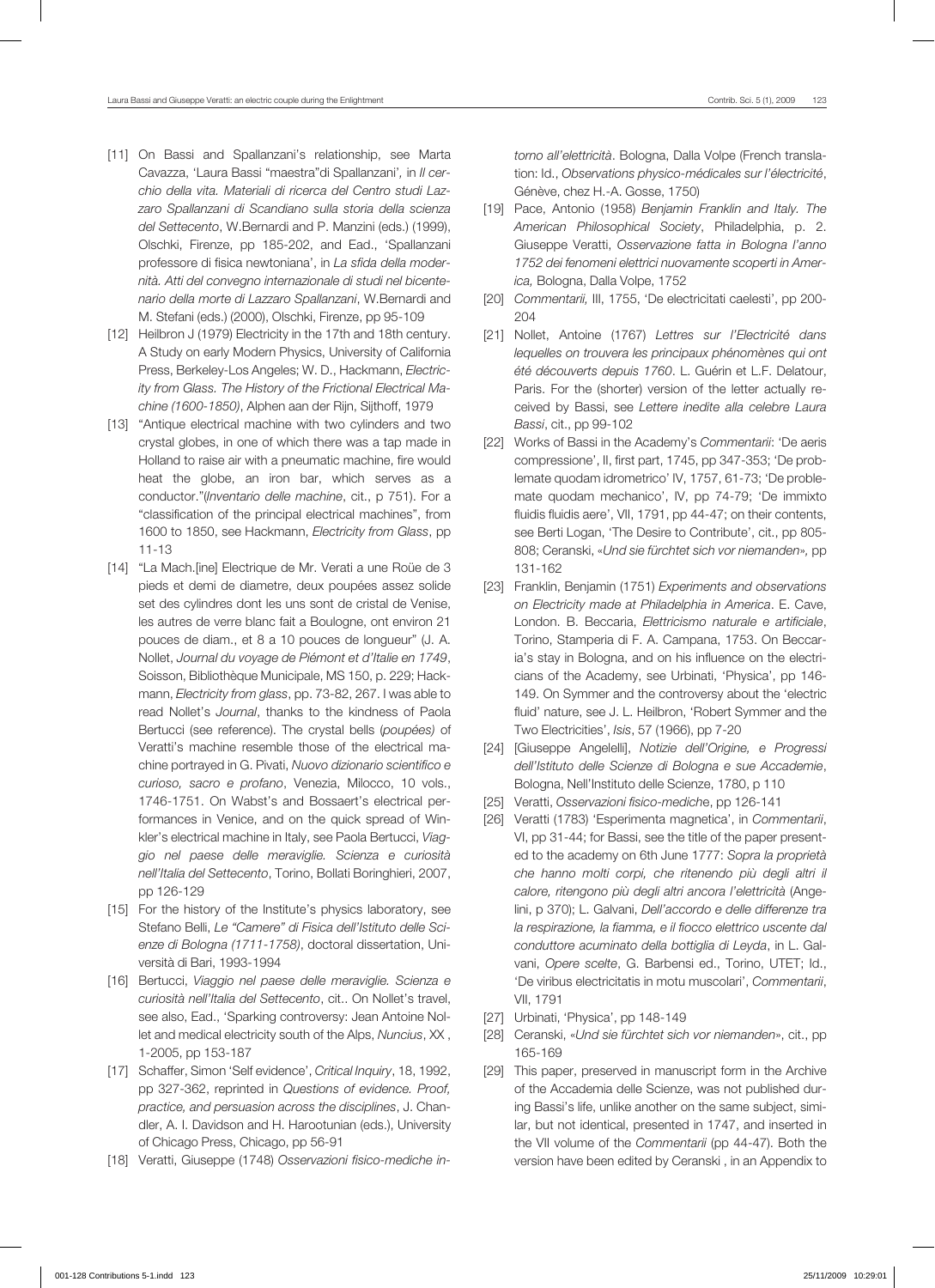[11] On Bassi and Spallanzani's relationship, see Marta Cavazza, 'Laura Bassi "maestra"di Spallanzani', in *Il cerchio della vita. Materiali di ricerca del Centro studi Lazzaro Spallanzani di Scandiano sulla storia della scienza del Settecento*, W.Bernardi and P. Manzini (eds.) (1999), Olschki, Firenze, pp 185-202, and Ead., 'Spallanzani professore di fisica newtoniana', in *La sfida della modernità. Atti del convegno internazionale di studi nel bicentenario della morte di Lazzaro Spallanzani*, W.Bernardi and M. Stefani (eds.) (2000), Olschki, Firenze, pp 95-109

[12] Heilbron J (1979) Electricity in the 17th and 18th century. A Study on early Modern Physics, University of California Press, Berkeley-Los Angeles; W. D., Hackmann, *Electricity from Glass. The History of the Frictional Electrical Machine (1600-1850)*, Alphen aan der Rijn, Sijthoff, 1979

[13] "Antique electrical machine with two cylinders and two crystal globes, in one of which there was a tap made in Holland to raise air with a pneumatic machine, fire would heat the globe, an iron bar, which serves as a conductor."(*Inventario delle machine*, cit., p 751). For a "classification of the principal electrical machines", from 1600 to 1850, see Hackmann, *Electricity from Glass*, pp 11-13

[14] "La Mach.[ine] Electrique de Mr. Verati a une Roüe de 3 pieds et demi de diametre, deux poupées assez solide set des cylindres dont les uns sont de cristal de Venise, les autres de verre blanc fait a Boulogne, ont environ 21 pouces de diam., et 8 a 10 pouces de longueur" (J. A. Nollet, *Journal du voyage de Piémont et d'Italie en 1749*, Soisson, Bibliothèque Municipale, MS 150, p. 229; Hackmann, *Electricity from glass*, pp. 73-82, 267. I was able to read Nollet's *Journal*, thanks to the kindness of Paola Bertucci (see reference). The crystal bells (*poupées)* of Veratti's machine resemble those of the electrical machine portrayed in G. Pivati, *Nuovo dizionario scientifico e curioso, sacro e profano*, Venezia, Milocco, 10 vols., 1746-1751. On Wabst's and Bossaert's electrical performances in Venice, and on the quick spread of Winkler's electrical machine in Italy, see Paola Bertucci, *Viaggio nel paese delle meraviglie. Scienza e curiosità nell'Italia del Settecento*, Torino, Bollati Boringhieri, 2007, pp 126-129

[15] For the history of the Institute's physics laboratory, see Stefano Belli, *Le "Camere" di Fisica dell'Istituto delle Scienze di Bologna (1711-1758)*, doctoral dissertation, Università di Bari, 1993-1994

[16] Bertucci, *Viaggio nel paese delle meraviglie. Scienza e curiosità nell'Italia del Settecento*, cit.. On Nollet's travel, see also, Ead., 'Sparking controversy: Jean Antoine Nollet and medical electricity south of the Alps, *Nuncius*, XX , 1-2005, pp 153-187

[17] Schaffer, Simon 'Self evidence', *Critical Inquiry*, 18, 1992, pp 327-362, reprinted in *Questions of evidence. Proof, practice, and persuasion across the disciplines*, J. Chandler, A. I. Davidson and H. Harootunian (eds.), University of Chicago Press, Chicago, pp 56-91

[18] Veratti, Giuseppe (1748) *Osservazioni fisico-mediche intorno all'elettricità*. Bologna, Dalla Volpe (French translation: Id., *Observations physico-médicales sur l'électricité*, Génève, chez H.-A. Gosse, 1750)

[19] Pace, Antonio (1958) *Benjamin Franklin and Italy. The American Philosophical Society*, Philadelphia, p. 2. Giuseppe Veratti, *Osservazione fatta in Bologna l'anno 1752 dei fenomeni elettrici nuovamente scoperti in America,* Bologna, Dalla Volpe, 1752

[20] *Commentarii*, III, 1755, 'De electricitati caelesti', pp 200-204

[21] Nollet, Antoine (1767) *Lettres sur l'Electricité dans lequelles on trouvera les principaux phénomènes qui ont été découverts depuis 1760*. L. Guérin et L.F. Delatour, Paris. For the (shorter) version of the letter actually received by Bassi, see *Lettere inedite alla celebre Laura Bassi*, cit., pp 99-102

[22] Works of Bassi in the Academy's *Commentarii*: 'De aeris compressione', II, first part, 1745, pp 347-353; 'De problemate quodam idrometrico' IV, 1757, 61-73; 'De problemate quodam mechanico', IV, pp 74-79; 'De immixto fluidis fluidis aere', VII, 1791, pp 44-47; on their contents, see Berti Logan, 'The Desire to Contribute', cit., pp 805-808; Ceranski, «*Und sie fürchtet sich vor niemanden*», pp 131-162

[23] Franklin, Benjamin (1751) *Experiments and observations on Electricity made at Philadelphia in America*. E. Cave, London. B. Beccaria, *Elettricismo naturale e artificiale*, Torino, Stamperia di F. A. Campana, 1753. On Beccaria's stay in Bologna, and on his influence on the electricians of the Academy, see Urbinati, 'Physica', pp 146-149. On Symmer and the controversy about the 'electric fluid' nature, see J. L. Heilbron, 'Robert Symmer and the Two Electricities', *Isis*, 57 (1966), pp 7-20

[24] [Giuseppe Angelelli], *Notizie dell'Origine, e Progressi dell'Istituto delle Scienze di Bologna e sue Accademie*, Bologna, Nell'Instituto delle Scienze, 1780, p 110

[25] Veratti, *Osservazioni fisico-mediche*, pp 126-141

[26] Veratti (1783) 'Esperimenta magnetica', in *Commentarii*, VI, pp 31-44; for Bassi, see the title of the paper presented to the academy on 6th June 1777: *Sopra la proprietà che hanno molti corpi, che ritenendo più degli altri il calore, ritengono più degli altri ancora l'elettricità* (Angelini, p 370); L. Galvani, *Dell'accordo e delle differenze tra la respirazione, la fiamma, e il fiocco elettrico uscente dal conduttore acuminato della bottiglia di Leyda*, in L. Galvani, *Opere scelte*, G. Barbensi ed., Torino, UTET; Id., 'De viribus electricitatis in motu muscolari', *Commentarii*, VII, 1791

[27] Urbinati, 'Physica', pp 148-149

[28] Ceranski, «*Und sie fürchtet sich vor niemanden*», cit., pp 165-169

[29] This paper, preserved in manuscript form in the Archive of the Accademia delle Scienze, was not published during Bassi's life, unlike another on the same subject, similar, but not identical, presented in 1747, and inserted in the VII volume of the *Commentarii* (pp 44-47). Both the version have been edited by Ceranski , in an Appendix to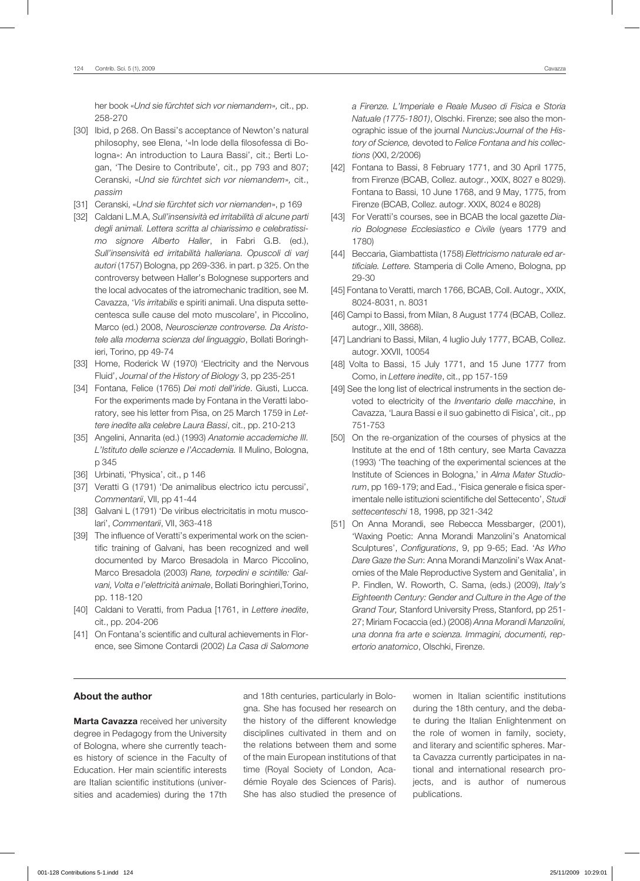her book «*Und sie fürchtet sich vor niemandem»,* cit., pp. 258-270

[30] Ibid, p 268. On Bassi's acceptance of Newton's natural philosophy, see Elena, '«In lode della filosofessa di Bologna»: An introduction to Laura Bassi', cit.; Berti Logan, 'The Desire to Contribute', cit., pp 793 and 807; Ceranski, «*Und sie fürchtet sich vor niemandem»,* cit., *passim*

[31] Ceranski, «*Und sie fürchtet sich vor niemanden*», p 169

[32] Caldani L.M.A, *Sull'insensività ed irritabilità di alcune parti degli animali. Lettera scritta al chiarissimo e celebratissimo signore Alberto Haller*, in Fabri G.B. (ed.), *Sull'insensività ed irritabilità halleriana. Opuscoli di varj autori* (1757) Bologna, pp 269-336. in part. p 325. On the controversy between Haller's Bolognese supporters and the local advocates of the iatromechanic tradition, see M. Cavazza, '*Vis irritabilis* e spiriti animali. Una disputa settecentesca sulle cause del moto muscolare', in Piccolino, Marco (ed.) 2008, *Neuroscienze controverse. Da Aristotele alla moderna scienza del linguaggio*, Bollati Boringhieri, Torino, pp 49-74

[33] Home, Roderick W (1970) 'Electricity and the Nervous Fluid', *Journal of the History of Biology* 3, pp 235-251

[34] Fontana, Felice (1765) *Dei moti dell'iride*. Giusti, Lucca. For the experiments made by Fontana in the Veratti laboratory, see his letter from Pisa, on 25 March 1759 in *Lettere inedite alla celebre Laura Bassi*, cit., pp. 210-213

[35] Angelini, Annarita (ed.) (1993) *Anatomie accademiche III. L'Istituto delle scienze e l'Accademia.* Il Mulino, Bologna, p 345

[36] Urbinati, 'Physica', cit., p 146

[37] Veratti G (1791) 'De animalibus electrico ictu percussi', *Commentarii*, VII, pp 41-44

[38] Galvani L (1791) 'De viribus electricitatis in motu musculari', *Commentarii*, VII, 363-418

[39] The influence of Veratti's experimental work on the scientific training of Galvani, has been recognized and well documented by Marco Bresadola in Marco Piccolino, Marco Bresadola (2003) *Rane, torpedini e scintille: Galvani, Volta e l'elettricità animale*, Bollati Boringhieri,Torino, pp. 118-120

[40] Caldani to Veratti, from Padua [1761, in *Lettere inedite*, cit., pp. 204-206

[41] On Fontana's scientific and cultural achievements in Florence, see Simone Contardi (2002) *La Casa di Salomone a Firenze. L'Imperiale e Reale Museo di Fisica e Storia Natuale (1775-1801)*, Olschki. Firenze; see also the monographic issue of the journal *Nuncius:Journal of the History of Science,* devoted to *Felice Fontana and his collections* (XXI, 2/2006)

[42] Fontana to Bassi, 8 February 1771, and 30 April 1775, from Firenze (BCAB, Collez. autogr., XXIX, 8027 e 8029). Fontana to Bassi, 10 June 1768, and 9 May, 1775, from Firenze (BCAB, Collez. autogr. XXIX, 8024 e 8028)

[43] For Veratti's courses, see in BCAB the local gazette *Diario Bolognese Ecclesiastico e Civile* (years 1779 and 1780)

[44] Beccaria, Giambattista (1758) *Elettricismo naturale ed artificiale. Lettere.* Stamperia di Colle Ameno, Bologna, pp 29-30

[45] Fontana to Veratti, march 1766, BCAB, Coll. Autogr.*,* XXIX, 8024-8031, n. 8031

[46] Campi to Bassi, from Milan, 8 August 1774 (BCAB, Collez. autogr., XIII, 3868).

[47] Landriani to Bassi, Milan, 4 luglio July 1777, BCAB, Collez. autogr. XXVII, 10054

[48] Volta to Bassi, 15 July 1771, and 15 June 1777 from Como, in *Lettere inedite*, cit., pp 157-159

[49] See the long list of electrical instruments in the section devoted to electricity of the *Inventario delle macchine*, in Cavazza, 'Laura Bassi e il suo gabinetto di Fisica', cit., pp 751-753

[50] On the re-organization of the courses of physics at the Institute at the end of 18th century, see Marta Cavazza (1993) 'The teaching of the experimental sciences at the Institute of Sciences in Bologna,' in *Alma Mater Studiorum*, pp 169-179; and Ead., 'Fisica generale e fisica sperimentale nelle istituzioni scientifiche del Settecento', *Studi settecenteschi* 18, 1998, pp 321-342

[51] On Anna Morandi, see Rebecca Messbarger, (2001), 'Waxing Poetic: Anna Morandi Manzolini's Anatomical Sculptures', *Configurations*, 9, pp 9-65; Ead. 'A*s Who Dare Gaze the Sun*: Anna Morandi Manzolini's Wax Anatomies of the Male Reproductive System and Genitalia', in P. Findlen, W. Roworth, C. Sama, (eds.) (2009), *Italy's Eighteenth Century: Gender and Culture in the Age of the Grand Tour,* Stanford University Press, Stanford, pp 251-27; Miriam Focaccia (ed.) (2008) *Anna Morandi Manzolini, una donna fra arte e scienza. Immagini, documenti, repertorio anatomico*, Olschki, Firenze.

## About the author

**Marta Cavazza** received her university degree in Pedagogy from the University of Bologna, where she currently teaches history of science in the Faculty of Education. Her main scientific interests are Italian scientific institutions (universities and academies) during the 17th and 18th centuries, particularly in Bologna. She has focused her research on the history of the different knowledge disciplines cultivated in them and on the relations between them and some of the main European institutions of that time (Royal Society of London, Académie Royale des Sciences of Paris). She has also studied the presence of women in Italian scientific institutions during the 18th century, and the debate during the Italian Enlightenment on the role of women in family, society, and literary and scientific spheres. Marta Cavazza currently participates in national and international research projects, and is author of numerous publications.